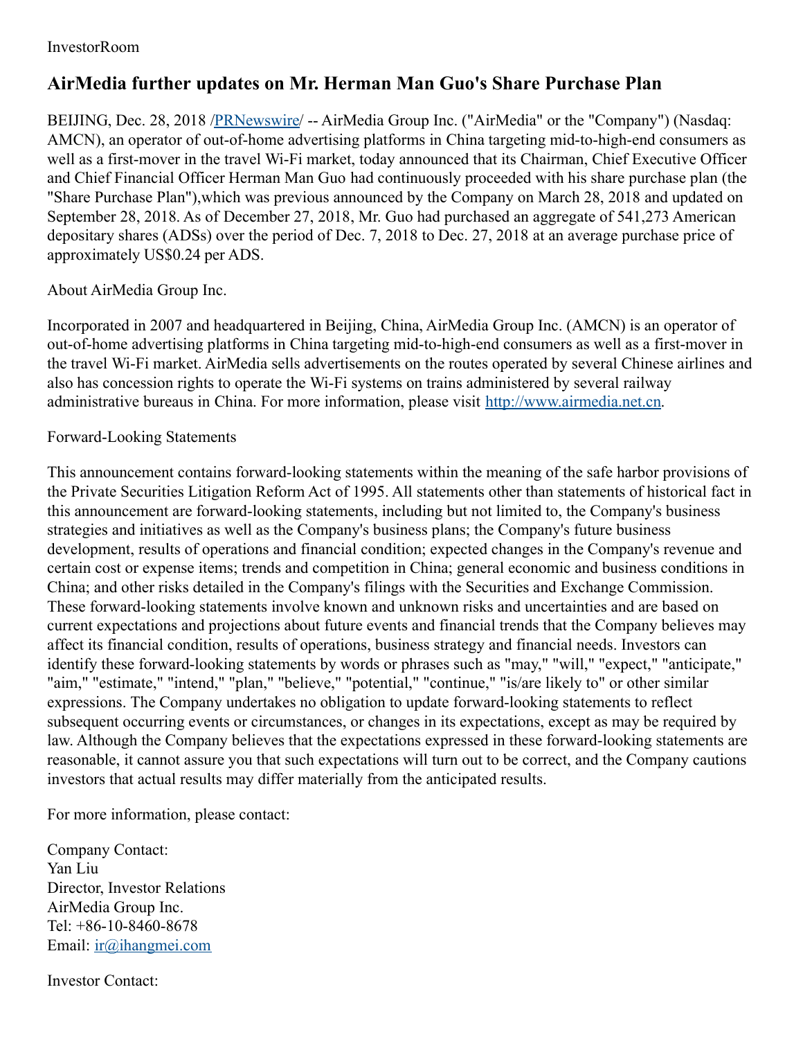InvestorRoom

# AirMedia further updates on Mr. Herman Man Guo's Share Purchase Plan

BEIJING, Dec. 28, 2018 /PRNewswire/ -- AirMedia Group Inc. ("AirMedia" or the "Company") (Nasdaq: AMCN), an operator of out-of-home advertising platforms in China targeting mid-to-high-end consumers as well as a first-mover in the travel Wi-Fi market, today announced that its Chairman, Chief Executive Officer and Chief Financial Officer Herman Man Guo had continuously proceeded with his share purchase plan (the "Share Purchase Plan"),which was previous announced by the Company on March 28, 2018 and updated on September 28, 2018. As of December 27, 2018, Mr. Guo had purchased an aggregate of 541,273 American depositary shares (ADSs) over the period of Dec. 7, 2018 to Dec. 27, 2018 at an average purchase price of approximately US$0.24 per ADS.

About AirMedia Group Inc.

Incorporated in 2007 and headquartered in Beijing, China, AirMedia Group Inc. (AMCN) is an operator of out-of-home advertising platforms in China targeting mid-to-high-end consumers as well as a first-mover in the travel Wi-Fi market. AirMedia sells advertisements on the routes operated by several Chinese airlines and also has concession rights to operate the Wi-Fi systems on trains administered by several railway administrative bureaus in China. For more information, please visit http://www.airmedia.net.cn.

Forward-Looking Statements

This announcement contains forward-looking statements within the meaning of the safe harbor provisions of the Private Securities Litigation Reform Act of 1995. All statements other than statements of historical fact in this announcement are forward-looking statements, including but not limited to, the Company's business strategies and initiatives as well as the Company's business plans; the Company's future business development, results of operations and financial condition; expected changes in the Company's revenue and certain cost or expense items; trends and competition in China; general economic and business conditions in China; and other risks detailed in the Company's filings with the Securities and Exchange Commission. These forward-looking statements involve known and unknown risks and uncertainties and are based on current expectations and projections about future events and financial trends that the Company believes may affect its financial condition, results of operations, business strategy and financial needs. Investors can identify these forward-looking statements by words or phrases such as "may," "will," "expect," "anticipate," "aim," "estimate," "intend," "plan," "believe," "potential," "continue," "is/are likely to" or other similar expressions. The Company undertakes no obligation to update forward-looking statements to reflect subsequent occurring events or circumstances, or changes in its expectations, except as may be required by law. Although the Company believes that the expectations expressed in these forward-looking statements are reasonable, it cannot assure you that such expectations will turn out to be correct, and the Company cautions investors that actual results may differ materially from the anticipated results.

For more information, please contact:

Company Contact:
Yan Liu
Director, Investor Relations
AirMedia Group Inc.
Tel: +86-10-8460-8678
Email: ir@ihangmei.com

Investor Contact: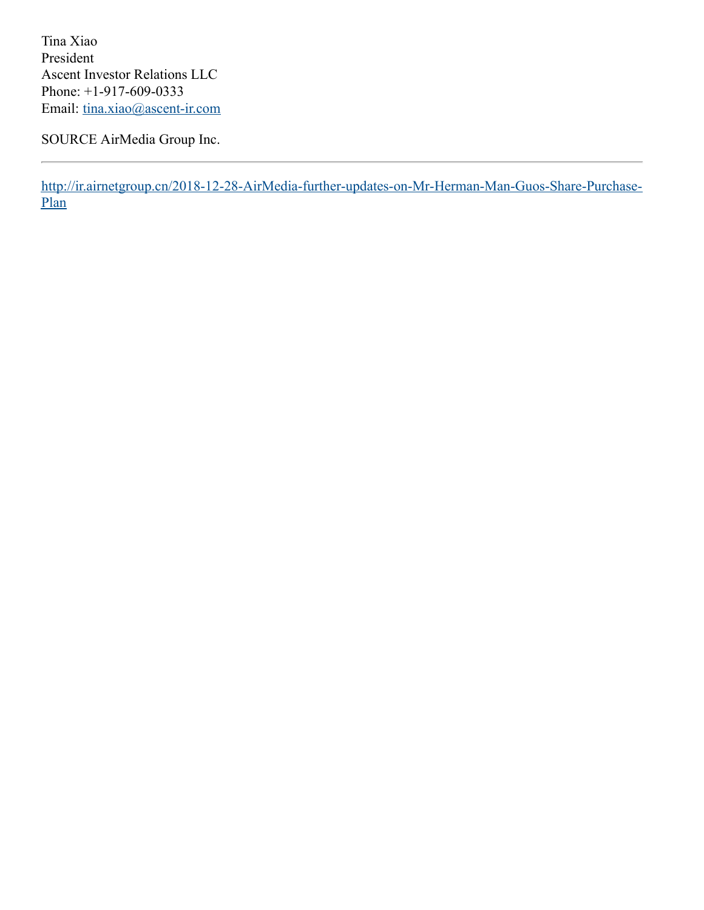Tina Xiao
President
Ascent Investor Relations LLC
Phone: +1-917-609-0333
Email: tina.xiao@ascent-ir.com

SOURCE AirMedia Group Inc.

---

http://ir.airnetgroup.cn/2018-12-28-AirMedia-further-updates-on-Mr-Herman-Man-Guos-Share-Purchase-Plan